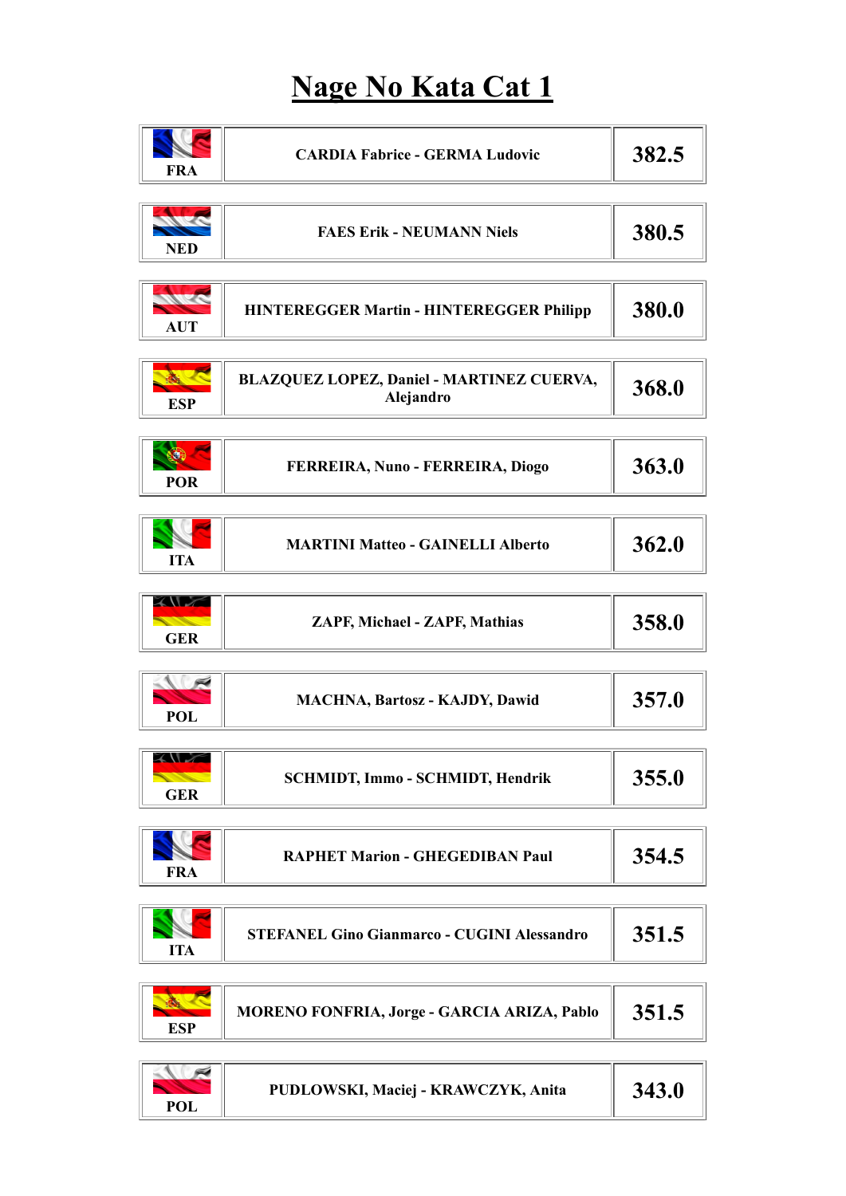# Nage No Kata Cat 1

| Country | Pair | Score |
|---|---|---|
| FRA | CARDIA Fabrice - GERMA Ludovic | 382.5 |
| NED | FAES Erik - NEUMANN Niels | 380.5 |
| AUT | HINTEREGGER Martin - HINTEREGGER Philipp | 380.0 |
| ESP | BLAZQUEZ LOPEZ, Daniel - MARTINEZ CUERVA, Alejandro | 368.0 |
| POR | FERREIRA, Nuno - FERREIRA, Diogo | 363.0 |
| ITA | MARTINI Matteo - GAINELLI Alberto | 362.0 |
| GER | ZAPF, Michael - ZAPF, Mathias | 358.0 |
| POL | MACHNA, Bartosz - KAJDY, Dawid | 357.0 |
| GER | SCHMIDT, Immo - SCHMIDT, Hendrik | 355.0 |
| FRA | RAPHET Marion - GHEGEDIBAN Paul | 354.5 |
| ITA | STEFANEL Gino Gianmarco - CUGINI Alessandro | 351.5 |
| ESP | MORENO FONFRIA, Jorge - GARCIA ARIZA, Pablo | 351.5 |
| POL | PUDLOWSKI, Maciej - KRAWCZYK, Anita | 343.0 |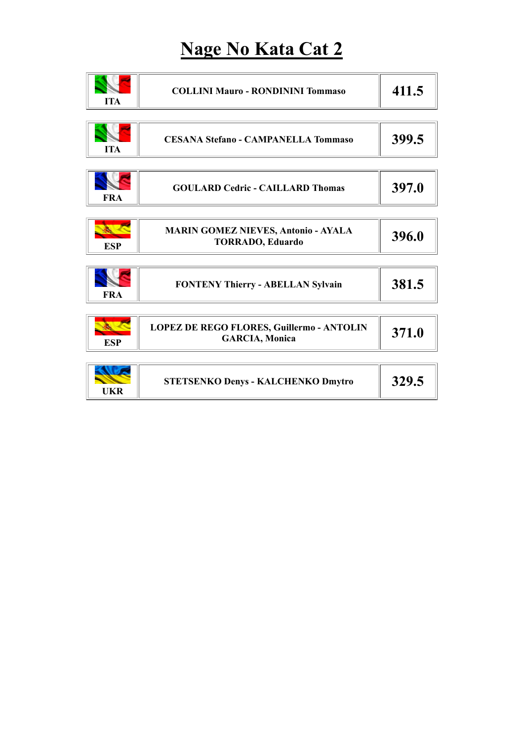# Nage No Kata Cat 2

| Country | Pair | Score |
|---|---|---|
| ITA | COLLINI Mauro - RONDININI Tommaso | 411.5 |
| ITA | CESANA Stefano - CAMPANELLA Tommaso | 399.5 |
| FRA | GOULARD Cedric - CAILLARD Thomas | 397.0 |
| ESP | MARIN GOMEZ NIEVES, Antonio - AYALA TORRADO, Eduardo | 396.0 |
| FRA | FONTENY Thierry - ABELLAN Sylvain | 381.5 |
| ESP | LOPEZ DE REGO FLORES, Guillermo - ANTOLIN GARCIA, Monica | 371.0 |
| UKR | STETSENKO Denys - KALCHENKO Dmytro | 329.5 |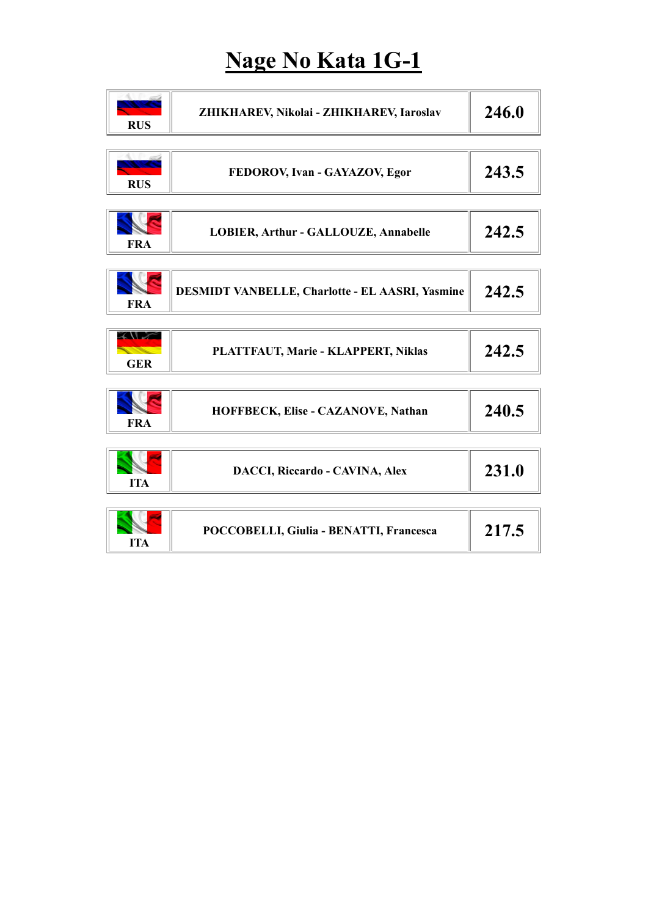# Nage No Kata 1G-1

| Country | Competitors | Score |
|---|---|---|
| RUS | ZHIKHAREV, Nikolai - ZHIKHAREV, Iaroslav | 246.0 |
| RUS | FEDOROV, Ivan - GAYAZOV, Egor | 243.5 |
| FRA | LOBIER, Arthur - GALLOUZE, Annabelle | 242.5 |
| FRA | DESMIDT VANBELLE, Charlotte - EL AASRI, Yasmine | 242.5 |
| GER | PLATTFAUT, Marie - KLAPPERT, Niklas | 242.5 |
| FRA | HOFFBECK, Elise - CAZANOVE, Nathan | 240.5 |
| ITA | DACCI, Riccardo - CAVINA, Alex | 231.0 |
| ITA | POCCOBELLI, Giulia - BENATTI, Francesca | 217.5 |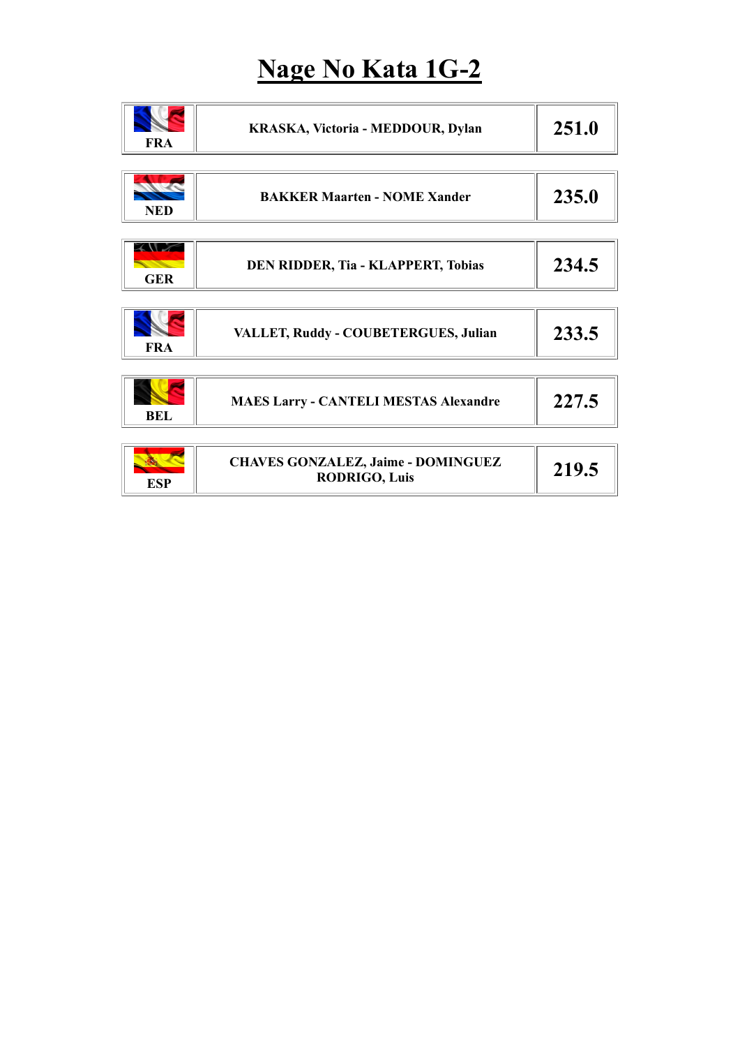# Nage No Kata 1G-2

| Country | Pair | Score |
| --- | --- | --- |
| FRA | KRASKA, Victoria - MEDDOUR, Dylan | 251.0 |
| NED | BAKKER Maarten - NOME Xander | 235.0 |
| GER | DEN RIDDER, Tia - KLAPPERT, Tobias | 234.5 |
| FRA | VALLET, Ruddy - COUBETERGUES, Julian | 233.5 |
| BEL | MAES Larry - CANTELI MESTAS Alexandre | 227.5 |
| ESP | CHAVES GONZALEZ, Jaime - DOMINGUEZ RODRIGO, Luis | 219.5 |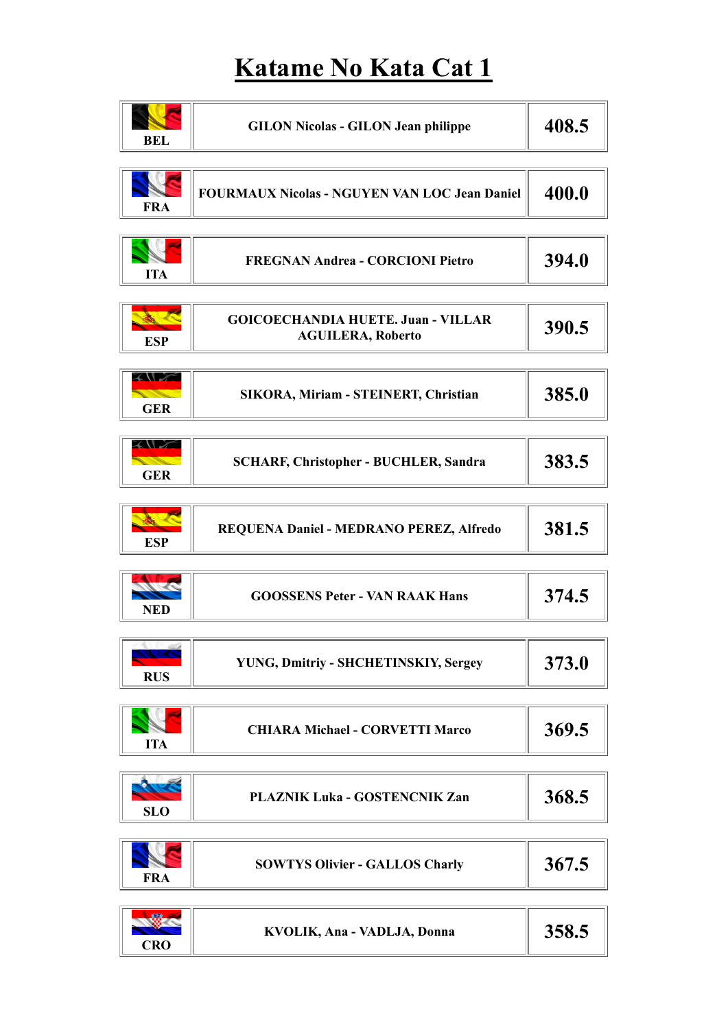# Katame No Kata Cat 1

| Country | Pair | Score |
|---|---|---|
| BEL | GILON Nicolas - GILON Jean philippe | 408.5 |
| FRA | FOURMAUX Nicolas - NGUYEN VAN LOC Jean Daniel | 400.0 |
| ITA | FREGNAN Andrea - CORCIONI Pietro | 394.0 |
| ESP | GOICOECHANDIA HUETE. Juan - VILLAR AGUILERA, Roberto | 390.5 |
| GER | SIKORA, Miriam - STEINERT, Christian | 385.0 |
| GER | SCHARF, Christopher - BUCHLER, Sandra | 383.5 |
| ESP | REQUENA Daniel - MEDRANO PEREZ, Alfredo | 381.5 |
| NED | GOOSSENS Peter - VAN RAAK Hans | 374.5 |
| RUS | YUNG, Dmitriy - SHCHETINSKIY, Sergey | 373.0 |
| ITA | CHIARA Michael - CORVETTI Marco | 369.5 |
| SLO | PLAZNIK Luka - GOSTENCNIK Zan | 368.5 |
| FRA | SOWTYS Olivier - GALLOS Charly | 367.5 |
| CRO | KVOLIK, Ana - VADLJA, Donna | 358.5 |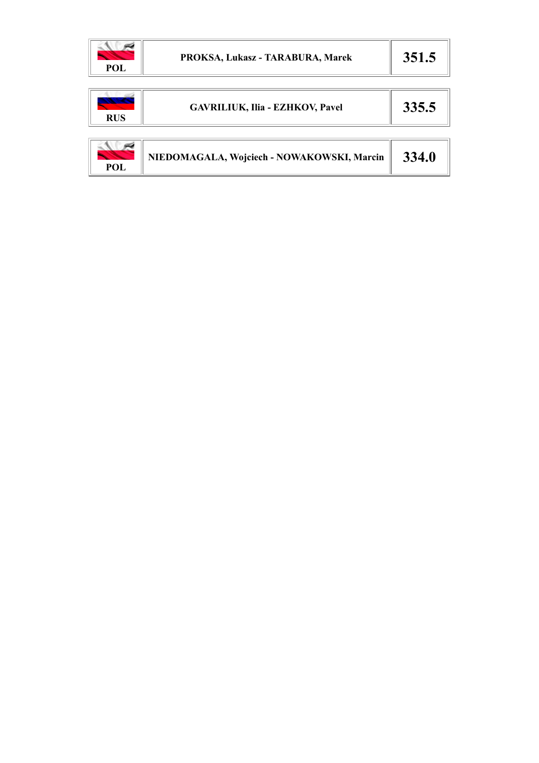| POL | PROKSA, Lukasz - TARABURA, Marek | 351.5 |
| --- | --- | --- |

| RUS | GAVRILIUK, Ilia - EZHKOV, Pavel | 335.5 |
| --- | --- | --- |

| POL | NIEDOMAGALA, Wojciech - NOWAKOWSKI, Marcin | 334.0 |
| --- | --- | --- |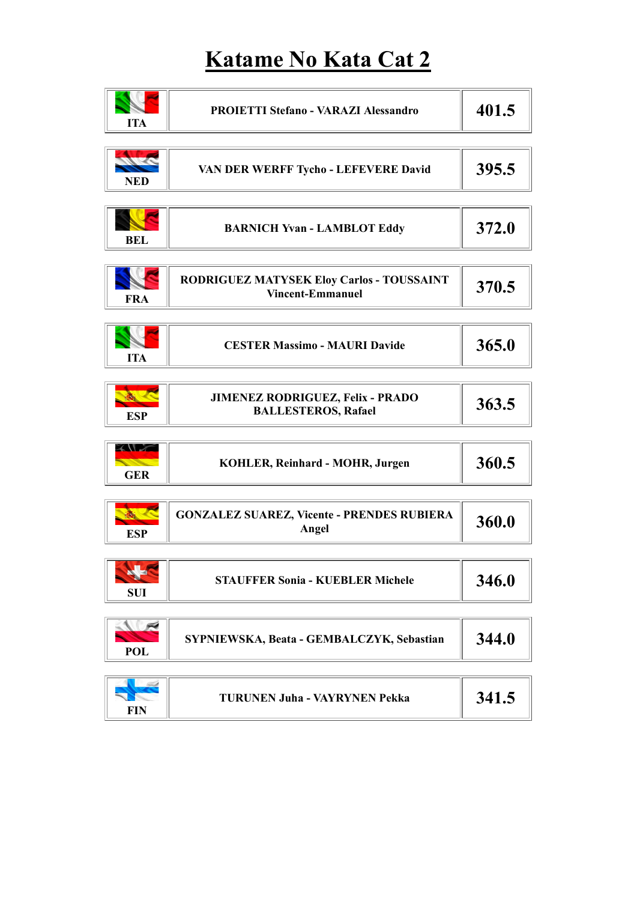# Katame No Kata Cat 2

| Country | Pair | Score |
|---|---|---|
| ITA | PROIETTI Stefano - VARAZI Alessandro | 401.5 |
| NED | VAN DER WERFF Tycho - LEFEVERE David | 395.5 |
| BEL | BARNICH Yvan - LAMBLOT Eddy | 372.0 |
| FRA | RODRIGUEZ MATYSEK Eloy Carlos - TOUSSAINT Vincent-Emmanuel | 370.5 |
| ITA | CESTER Massimo - MAURI Davide | 365.0 |
| ESP | JIMENEZ RODRIGUEZ, Felix - PRADO BALLESTEROS, Rafael | 363.5 |
| GER | KOHLER, Reinhard - MOHR, Jurgen | 360.5 |
| ESP | GONZALEZ SUAREZ, Vicente - PRENDES RUBIERA Angel | 360.0 |
| SUI | STAUFFER Sonia - KUEBLER Michele | 346.0 |
| POL | SYPNIEWSKA, Beata - GEMBALCZYK, Sebastian | 344.0 |
| FIN | TURUNEN Juha - VAYRYNEN Pekka | 341.5 |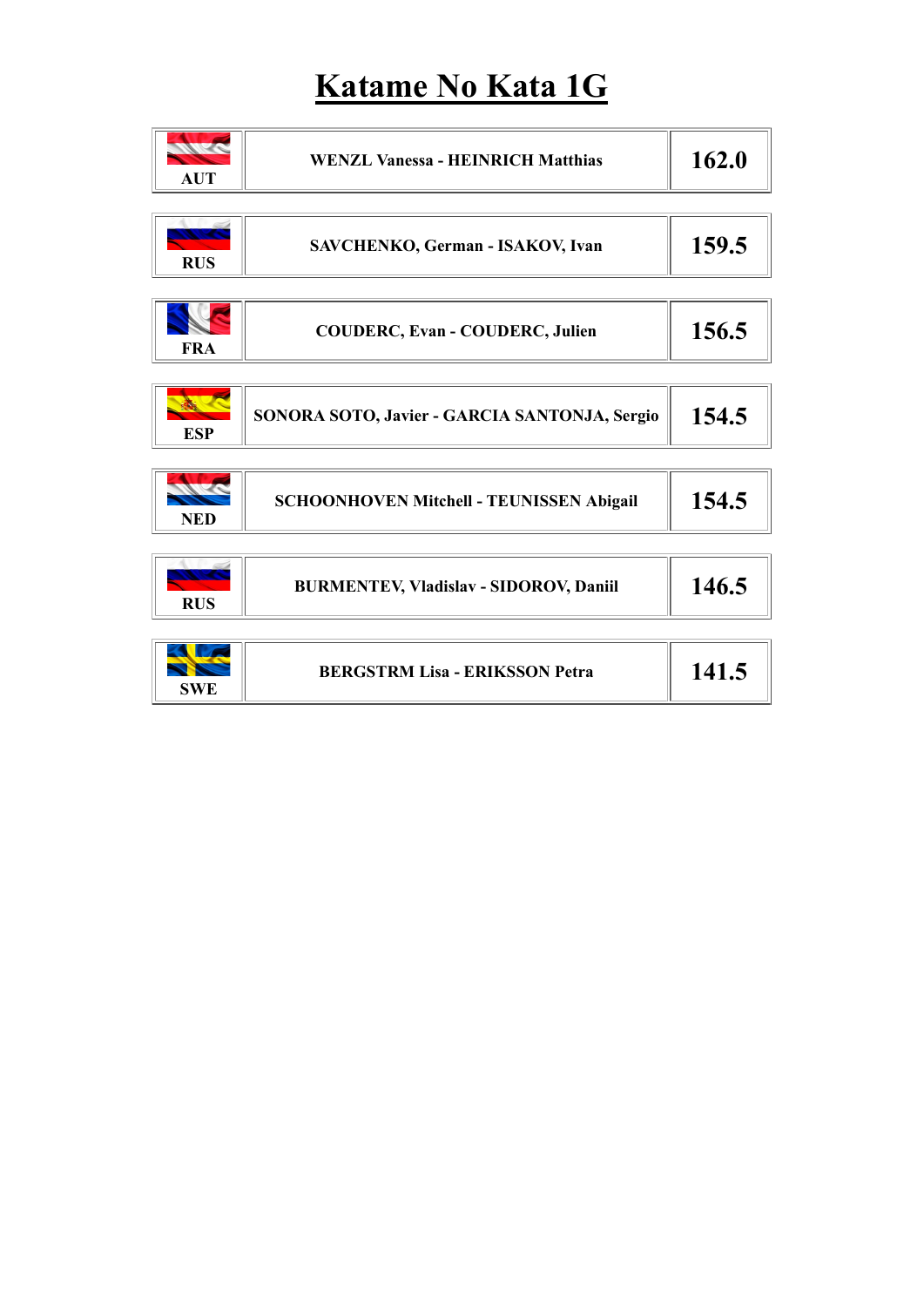# Katame No Kata 1G

| Country | Pair | Score |
|---|---|---|
| AUT | WENZL Vanessa - HEINRICH Matthias | 162.0 |
| RUS | SAVCHENKO, German - ISAKOV, Ivan | 159.5 |
| FRA | COUDERC, Evan - COUDERC, Julien | 156.5 |
| ESP | SONORA SOTO, Javier - GARCIA SANTONJA, Sergio | 154.5 |
| NED | SCHOONHOVEN Mitchell - TEUNISSEN Abigail | 154.5 |
| RUS | BURMENTEV, Vladislav - SIDOROV, Daniil | 146.5 |
| SWE | BERGSTRM Lisa - ERIKSSON Petra | 141.5 |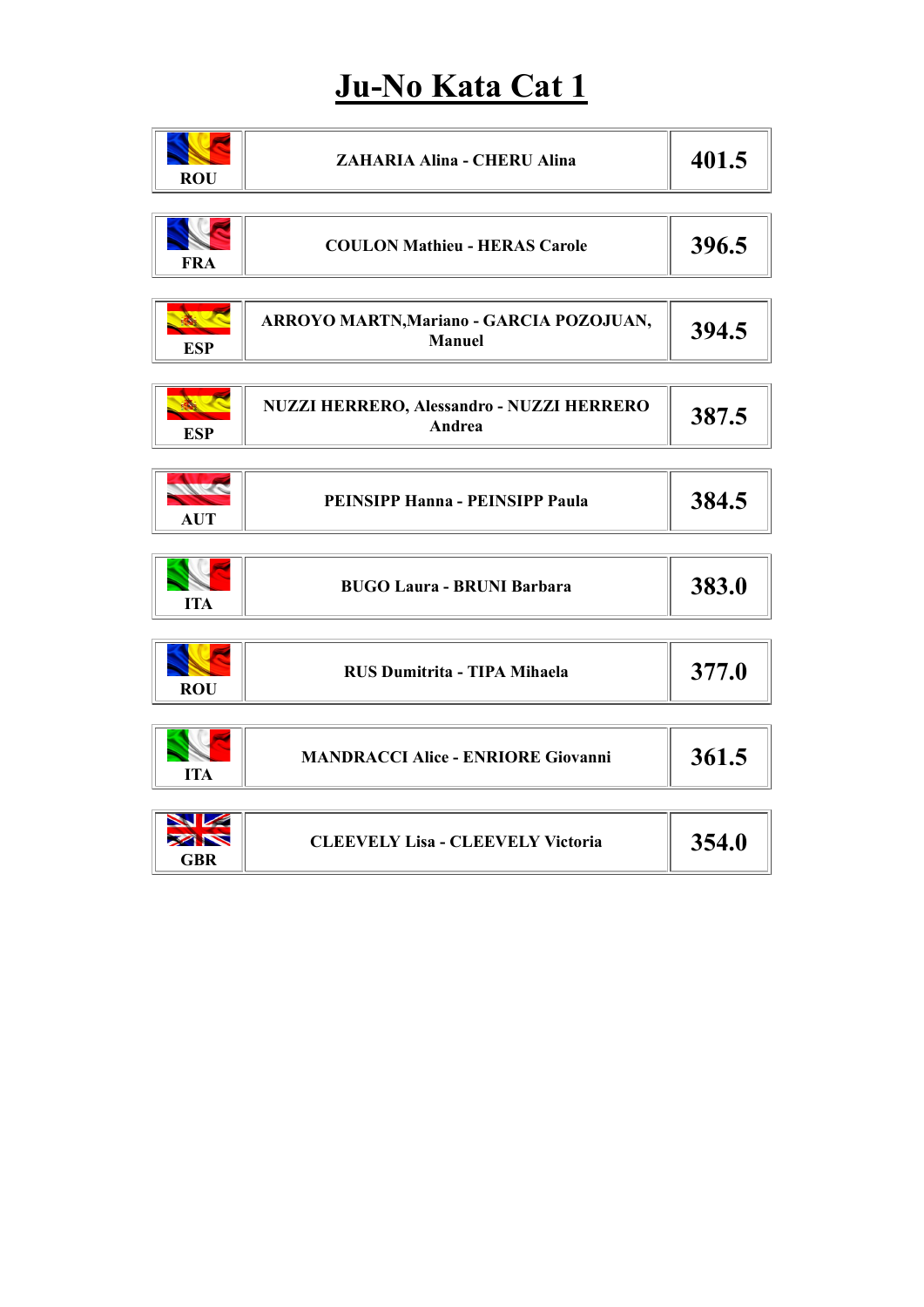# Ju-No Kata Cat 1

| Country | Names | Score |
| --- | --- | --- |
| ROU | ZAHARIA Alina - CHERU Alina | 401.5 |
| FRA | COULON Mathieu - HERAS Carole | 396.5 |
| ESP | ARROYO MARTN,Mariano - GARCIA POZOJUAN, Manuel | 394.5 |
| ESP | NUZZI HERRERO, Alessandro - NUZZI HERRERO Andrea | 387.5 |
| AUT | PEINSIPP Hanna - PEINSIPP Paula | 384.5 |
| ITA | BUGO Laura - BRUNI Barbara | 383.0 |
| ROU | RUS Dumitrita - TIPA Mihaela | 377.0 |
| ITA | MANDRACCI Alice - ENRIORE Giovanni | 361.5 |
| GBR | CLEEVELY Lisa - CLEEVELY Victoria | 354.0 |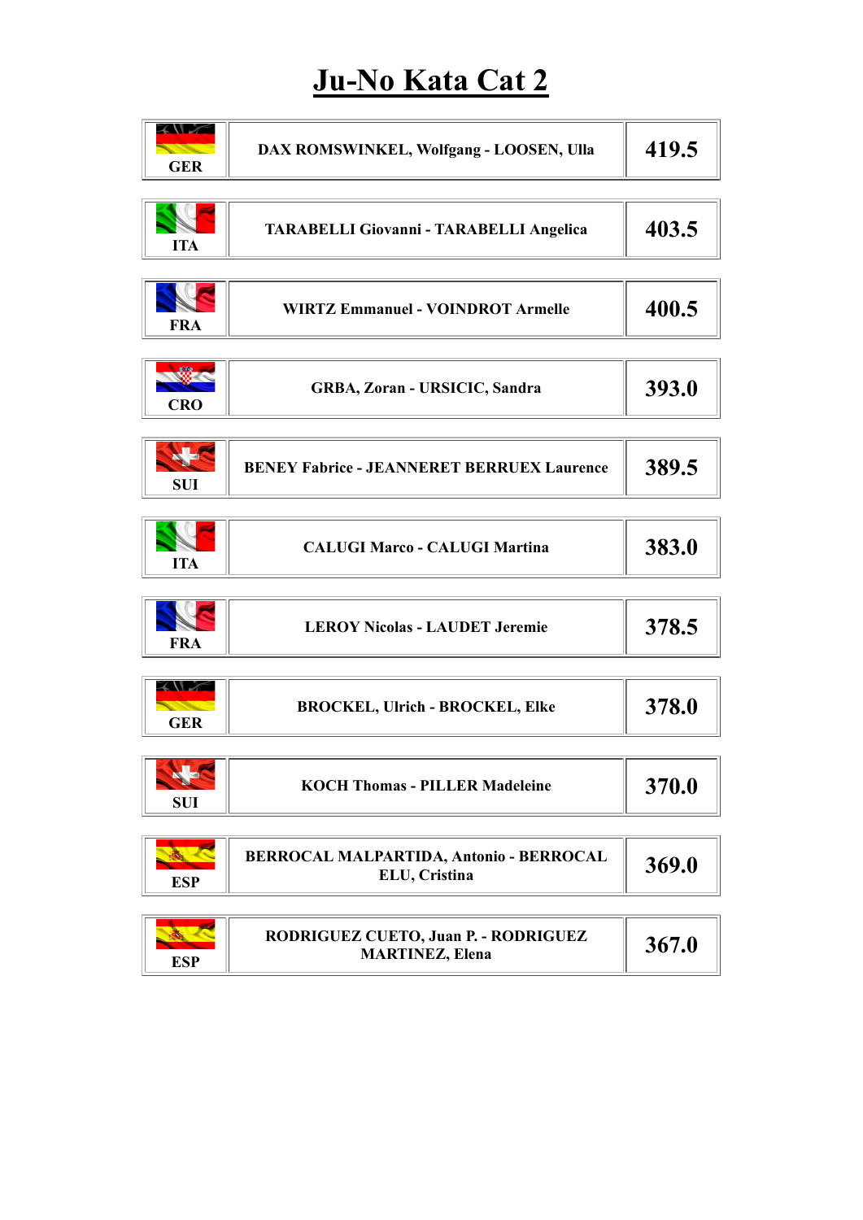# Ju-No Kata Cat 2

| Country | Pair | Score |
|---|---|---|
| GER | DAX ROMSWINKEL, Wolfgang - LOOSEN, Ulla | 419.5 |
| ITA | TARABELLI Giovanni - TARABELLI Angelica | 403.5 |
| FRA | WIRTZ Emmanuel - VOINDROT Armelle | 400.5 |
| CRO | GRBA, Zoran - URSICIC, Sandra | 393.0 |
| SUI | BENEY Fabrice - JEANNERET BERRUEX Laurence | 389.5 |
| ITA | CALUGI Marco - CALUGI Martina | 383.0 |
| FRA | LEROY Nicolas - LAUDET Jeremie | 378.5 |
| GER | BROCKEL, Ulrich - BROCKEL, Elke | 378.0 |
| SUI | KOCH Thomas - PILLER Madeleine | 370.0 |
| ESP | BERROCAL MALPARTIDA, Antonio - BERROCAL ELU, Cristina | 369.0 |
| ESP | RODRIGUEZ CUETO, Juan P. - RODRIGUEZ MARTINEZ, Elena | 367.0 |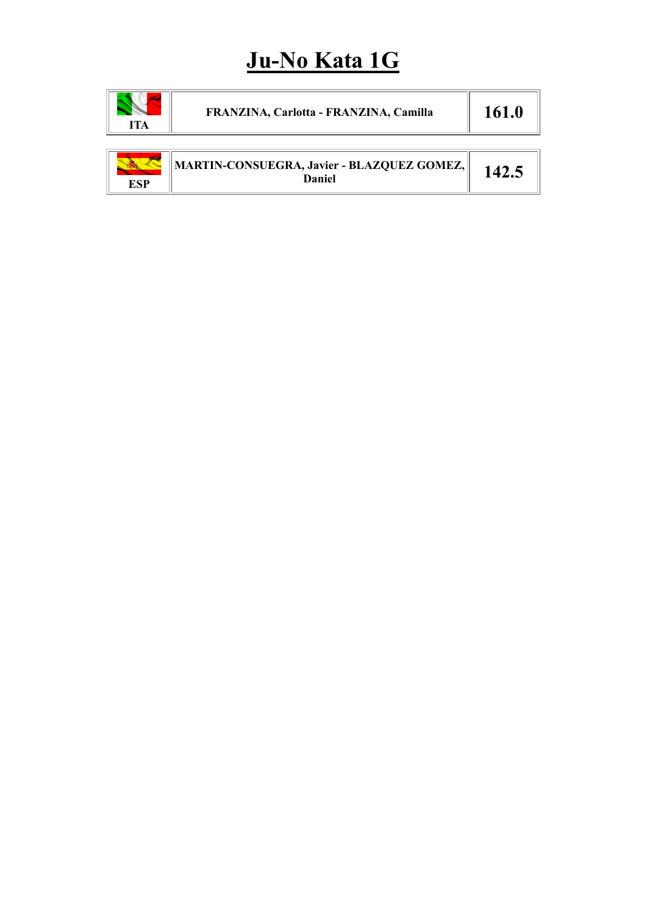# Ju-No Kata 1G

| ITA | FRANZINA, Carlotta - FRANZINA, Camilla | 161.0 |
|---|---|---|
| ESP | MARTIN-CONSUEGRA, Javier - BLAZQUEZ GOMEZ, Daniel | 142.5 |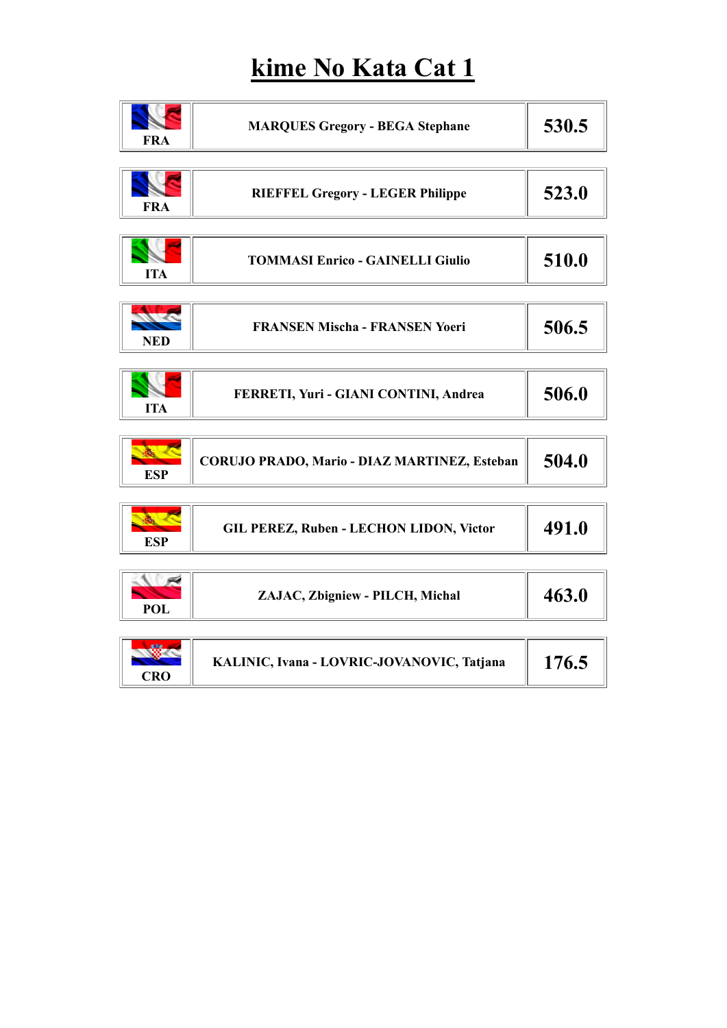# kime No Kata Cat 1

| Country | Pair | Score |
|---|---|---|
| FRA | MARQUES Gregory - BEGA Stephane | 530.5 |
| FRA | RIEFFEL Gregory - LEGER Philippe | 523.0 |
| ITA | TOMMASI Enrico - GAINELLI Giulio | 510.0 |
| NED | FRANSEN Mischa - FRANSEN Yoeri | 506.5 |
| ITA | FERRETI, Yuri - GIANI CONTINI, Andrea | 506.0 |
| ESP | CORUJO PRADO, Mario - DIAZ MARTINEZ, Esteban | 504.0 |
| ESP | GIL PEREZ, Ruben - LECHON LIDON, Victor | 491.0 |
| POL | ZAJAC, Zbigniew - PILCH, Michal | 463.0 |
| CRO | KALINIC, Ivana - LOVRIC-JOVANOVIC, Tatjana | 176.5 |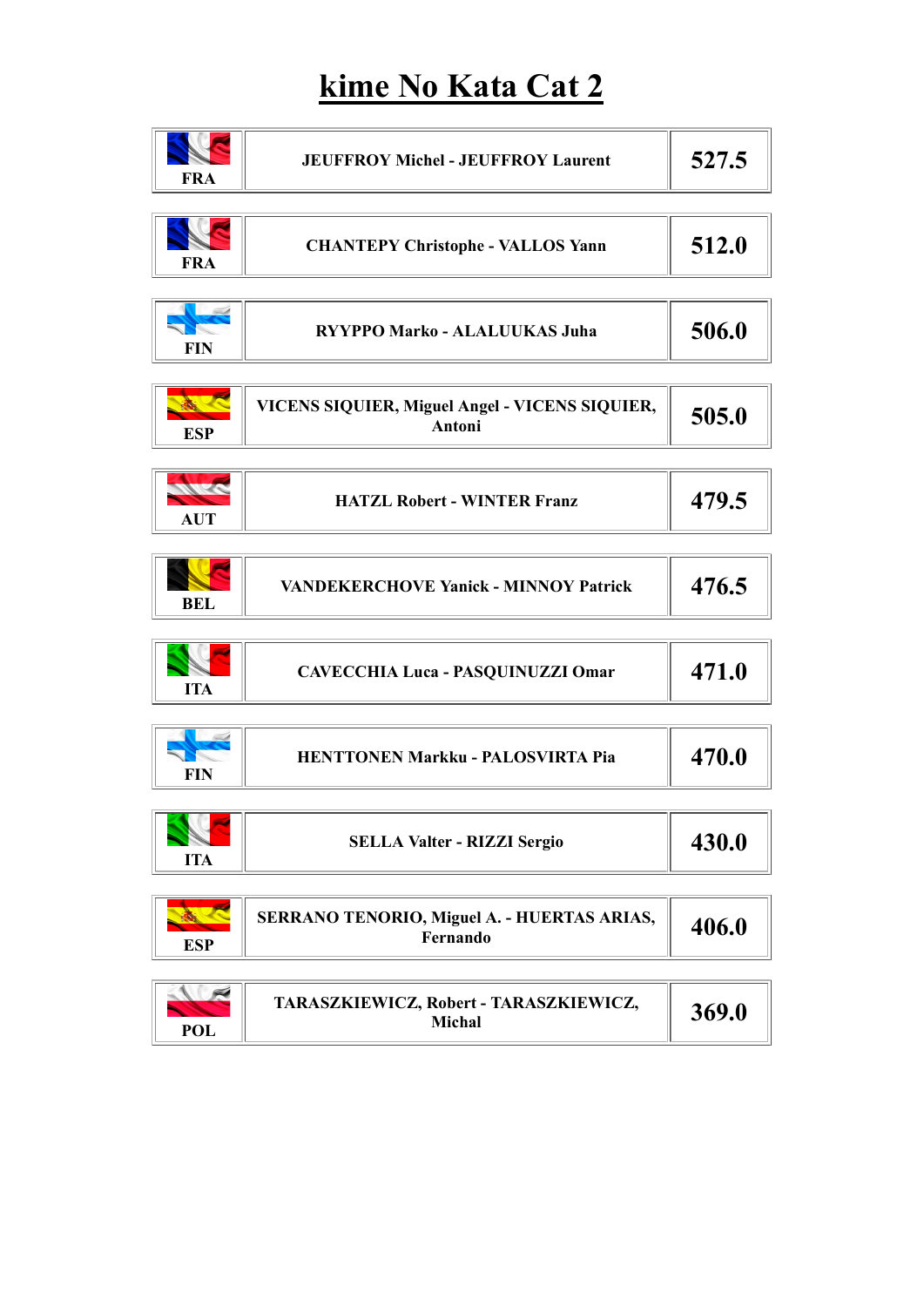# kime No Kata Cat 2

| | | |
|---|---|---|
| FRA | JEUFFROY Michel - JEUFFROY Laurent | 527.5 |
| FRA | CHANTEPY Christophe - VALLOS Yann | 512.0 |
| FIN | RYYPPO Marko - ALALUUKAS Juha | 506.0 |
| ESP | VICENS SIQUIER, Miguel Angel - VICENS SIQUIER, Antoni | 505.0 |
| AUT | HATZL Robert - WINTER Franz | 479.5 |
| BEL | VANDEKERCHOVE Yanick - MINNOY Patrick | 476.5 |
| ITA | CAVECCHIA Luca - PASQUINUZZI Omar | 471.0 |
| FIN | HENTTONEN Markku - PALOSVIRTA Pia | 470.0 |
| ITA | SELLA Valter - RIZZI Sergio | 430.0 |
| ESP | SERRANO TENORIO, Miguel A. - HUERTAS ARIAS, Fernando | 406.0 |
| POL | TARASZKIEWICZ, Robert - TARASZKIEWICZ, Michal | 369.0 |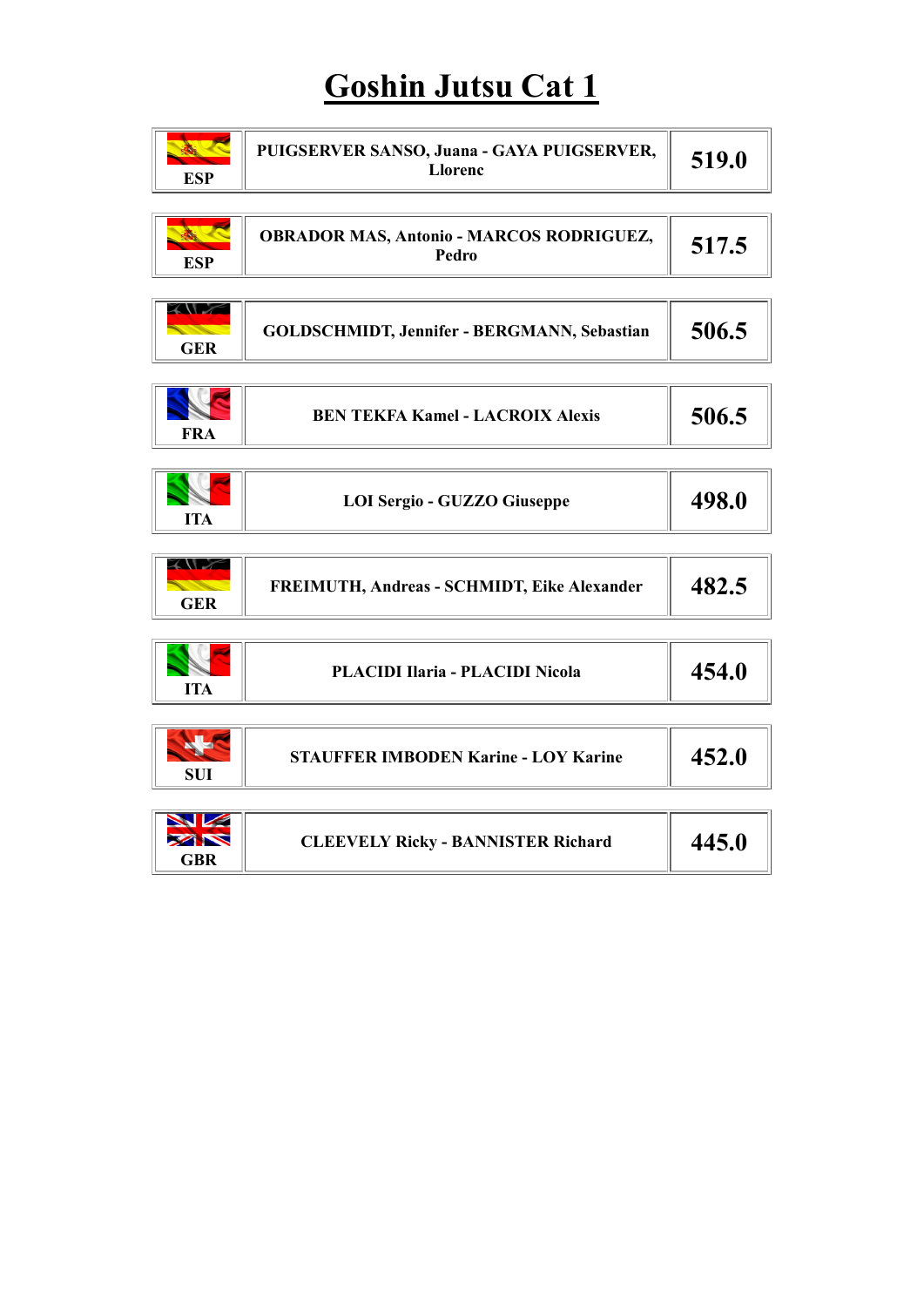# Goshin Jutsu Cat 1

| Country | Competitors | Score |
| --- | --- | --- |
| ESP | PUIGSERVER SANSO, Juana - GAYA PUIGSERVER, Llorenc | 519.0 |
| ESP | OBRADOR MAS, Antonio - MARCOS RODRIGUEZ, Pedro | 517.5 |
| GER | GOLDSCHMIDT, Jennifer - BERGMANN, Sebastian | 506.5 |
| FRA | BEN TEKFA Kamel - LACROIX Alexis | 506.5 |
| ITA | LOI Sergio - GUZZO Giuseppe | 498.0 |
| GER | FREIMUTH, Andreas - SCHMIDT, Eike Alexander | 482.5 |
| ITA | PLACIDI Ilaria - PLACIDI Nicola | 454.0 |
| SUI | STAUFFER IMBODEN Karine - LOY Karine | 452.0 |
| GBR | CLEEVELY Ricky - BANNISTER Richard | 445.0 |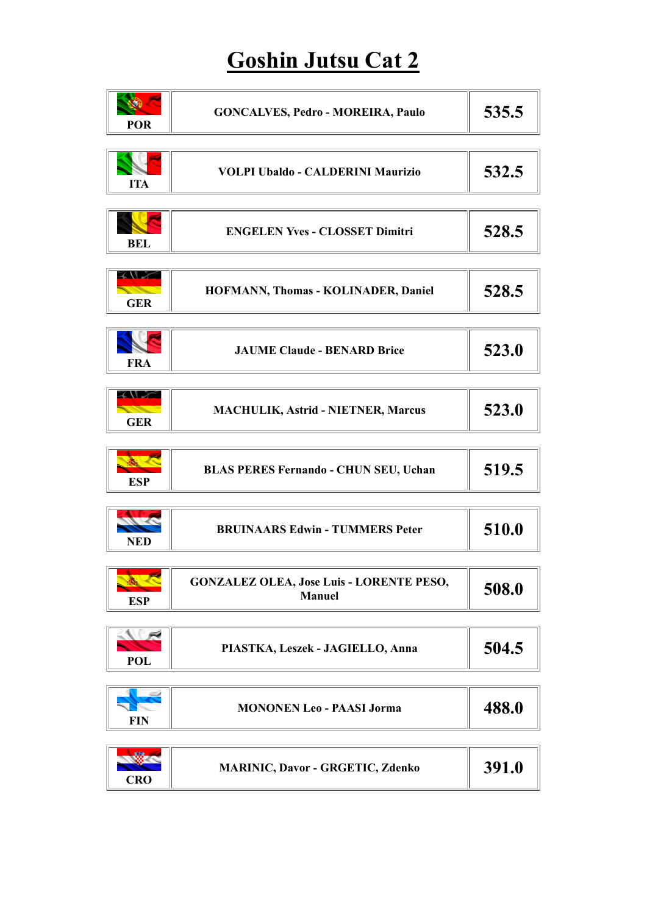# Goshin Jutsu Cat 2

| | | |
|---|---|---|
| POR | GONCALVES, Pedro - MOREIRA, Paulo | 535.5 |
| ITA | VOLPI Ubaldo - CALDERINI Maurizio | 532.5 |
| BEL | ENGELEN Yves - CLOSSET Dimitri | 528.5 |
| GER | HOFMANN, Thomas - KOLINADER, Daniel | 528.5 |
| FRA | JAUME Claude - BENARD Brice | 523.0 |
| GER | MACHULIK, Astrid - NIETNER, Marcus | 523.0 |
| ESP | BLAS PERES Fernando - CHUN SEU, Uchan | 519.5 |
| NED | BRUINAARS Edwin - TUMMERS Peter | 510.0 |
| ESP | GONZALEZ OLEA, Jose Luis - LORENTE PESO, Manuel | 508.0 |
| POL | PIASTKA, Leszek - JAGIELLO, Anna | 504.5 |
| FIN | MONONEN Leo - PAASI Jorma | 488.0 |
| CRO | MARINIC, Davor - GRGETIC, Zdenko | 391.0 |